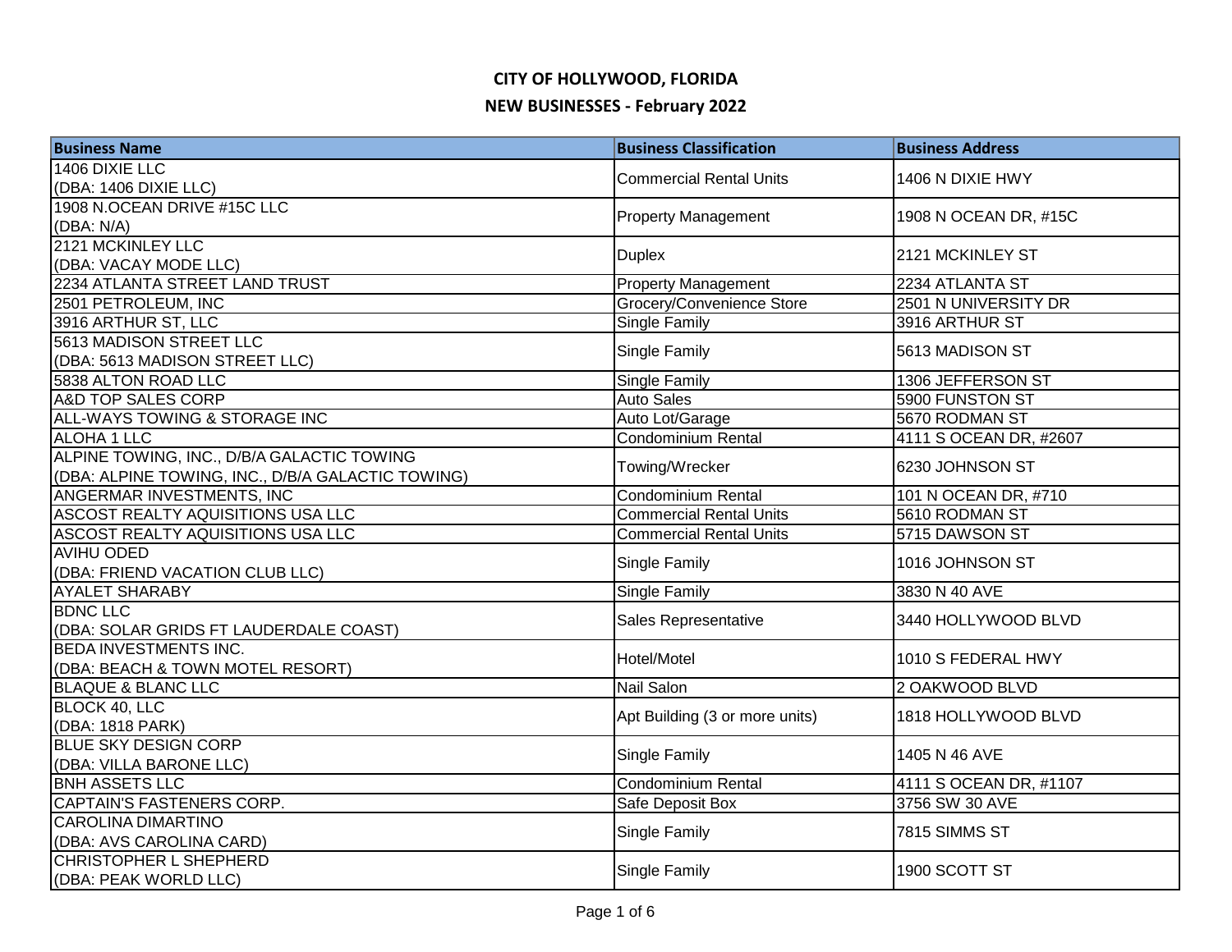# CITY OF HOLLYWOOD, FLORIDA

## NEW BUSINESSES - February 2022

| Business Name | Business Classification | Business Address |
| --- | --- | --- |
| 1406 DIXIE LLC (DBA: 1406 DIXIE LLC) | Commercial Rental Units | 1406 N DIXIE HWY |
| 1908 N.OCEAN DRIVE #15C LLC (DBA: N/A) | Property Management | 1908 N OCEAN DR, #15C |
| 2121 MCKINLEY LLC (DBA: VACAY MODE LLC) | Duplex | 2121 MCKINLEY ST |
| 2234 ATLANTA STREET LAND TRUST | Property Management | 2234 ATLANTA ST |
| 2501 PETROLEUM, INC | Grocery/Convenience Store | 2501 N UNIVERSITY DR |
| 3916 ARTHUR ST, LLC | Single Family | 3916 ARTHUR ST |
| 5613 MADISON STREET LLC (DBA: 5613 MADISON STREET LLC) | Single Family | 5613 MADISON ST |
| 5838 ALTON ROAD LLC | Single Family | 1306 JEFFERSON ST |
| A&D TOP SALES CORP | Auto Sales | 5900 FUNSTON ST |
| ALL-WAYS TOWING & STORAGE INC | Auto Lot/Garage | 5670 RODMAN ST |
| ALOHA 1 LLC | Condominium Rental | 4111 S OCEAN DR, #2607 |
| ALPINE TOWING, INC., D/B/A GALACTIC TOWING (DBA: ALPINE TOWING, INC., D/B/A GALACTIC TOWING) | Towing/Wrecker | 6230 JOHNSON ST |
| ANGERMAR INVESTMENTS, INC | Condominium Rental | 101 N OCEAN DR, #710 |
| ASCOST REALTY AQUISITIONS USA LLC | Commercial Rental Units | 5610 RODMAN ST |
| ASCOST REALTY AQUISITIONS USA LLC | Commercial Rental Units | 5715 DAWSON ST |
| AVIHU ODED (DBA: FRIEND VACATION CLUB LLC) | Single Family | 1016 JOHNSON ST |
| AYALET SHARABY | Single Family | 3830 N 40 AVE |
| BDNC LLC (DBA: SOLAR GRIDS FT LAUDERDALE COAST) | Sales Representative | 3440 HOLLYWOOD BLVD |
| BEDA INVESTMENTS INC. (DBA: BEACH & TOWN MOTEL RESORT) | Hotel/Motel | 1010 S FEDERAL HWY |
| BLAQUE & BLANC LLC | Nail Salon | 2 OAKWOOD BLVD |
| BLOCK 40, LLC (DBA: 1818 PARK) | Apt Building (3 or more units) | 1818 HOLLYWOOD BLVD |
| BLUE SKY DESIGN CORP (DBA: VILLA BARONE LLC) | Single Family | 1405 N 46 AVE |
| BNH ASSETS LLC | Condominium Rental | 4111 S OCEAN DR, #1107 |
| CAPTAIN'S FASTENERS CORP. | Safe Deposit Box | 3756 SW 30 AVE |
| CAROLINA DIMARTINO (DBA: AVS CAROLINA CARD) | Single Family | 7815 SIMMS ST |
| CHRISTOPHER L SHEPHERD (DBA: PEAK WORLD LLC) | Single Family | 1900 SCOTT ST |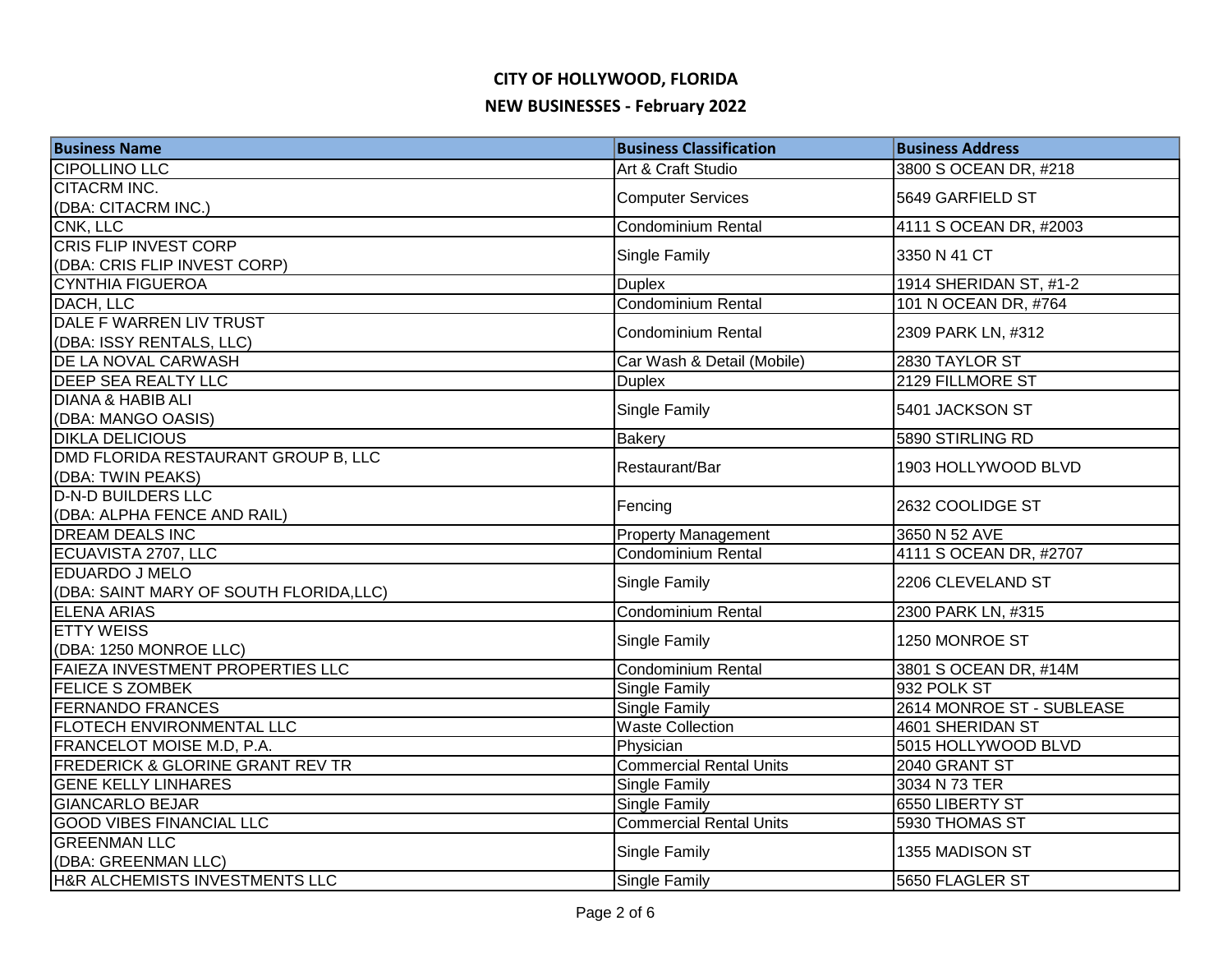# CITY OF HOLLYWOOD, FLORIDA

## NEW BUSINESSES - February 2022

| Business Name | Business Classification | Business Address |
|---|---|---|
| CIPOLLINO LLC | Art & Craft Studio | 3800 S OCEAN DR, #218 |
| CITACRM INC.<br>(DBA: CITACRM INC.) | Computer Services | 5649 GARFIELD ST |
| CNK, LLC | Condominium Rental | 4111 S OCEAN DR, #2003 |
| CRIS FLIP INVEST CORP<br>(DBA: CRIS FLIP INVEST CORP) | Single Family | 3350 N 41 CT |
| CYNTHIA FIGUEROA | Duplex | 1914 SHERIDAN ST, #1-2 |
| DACH, LLC | Condominium Rental | 101 N OCEAN DR, #764 |
| DALE F WARREN LIV TRUST<br>(DBA: ISSY RENTALS, LLC) | Condominium Rental | 2309 PARK LN, #312 |
| DE LA NOVAL CARWASH | Car Wash & Detail (Mobile) | 2830 TAYLOR ST |
| DEEP SEA REALTY LLC | Duplex | 2129 FILLMORE ST |
| DIANA & HABIB ALI<br>(DBA: MANGO OASIS) | Single Family | 5401 JACKSON ST |
| DIKLA DELICIOUS | Bakery | 5890 STIRLING RD |
| DMD FLORIDA RESTAURANT GROUP B, LLC<br>(DBA: TWIN PEAKS) | Restaurant/Bar | 1903 HOLLYWOOD BLVD |
| D-N-D BUILDERS LLC<br>(DBA: ALPHA FENCE AND RAIL) | Fencing | 2632 COOLIDGE ST |
| DREAM DEALS INC | Property Management | 3650 N 52 AVE |
| ECUAVISTA 2707, LLC | Condominium Rental | 4111 S OCEAN DR, #2707 |
| EDUARDO J MELO<br>(DBA: SAINT MARY OF SOUTH FLORIDA,LLC) | Single Family | 2206 CLEVELAND ST |
| ELENA ARIAS | Condominium Rental | 2300 PARK LN, #315 |
| ETTY WEISS<br>(DBA: 1250 MONROE LLC) | Single Family | 1250 MONROE ST |
| FAIEZA INVESTMENT PROPERTIES LLC | Condominium Rental | 3801 S OCEAN DR, #14M |
| FELICE S ZOMBEK | Single Family | 932 POLK ST |
| FERNANDO FRANCES | Single Family | 2614 MONROE ST - SUBLEASE |
| FLOTECH ENVIRONMENTAL LLC | Waste Collection | 4601 SHERIDAN ST |
| FRANCELOT MOISE M.D, P.A. | Physician | 5015 HOLLYWOOD BLVD |
| FREDERICK & GLORINE GRANT REV TR | Commercial Rental Units | 2040 GRANT ST |
| GENE KELLY LINHARES | Single Family | 3034 N 73 TER |
| GIANCARLO BEJAR | Single Family | 6550 LIBERTY ST |
| GOOD VIBES FINANCIAL LLC | Commercial Rental Units | 5930 THOMAS ST |
| GREENMAN LLC<br>(DBA: GREENMAN LLC) | Single Family | 1355 MADISON ST |
| H&R ALCHEMISTS INVESTMENTS LLC | Single Family | 5650 FLAGLER ST |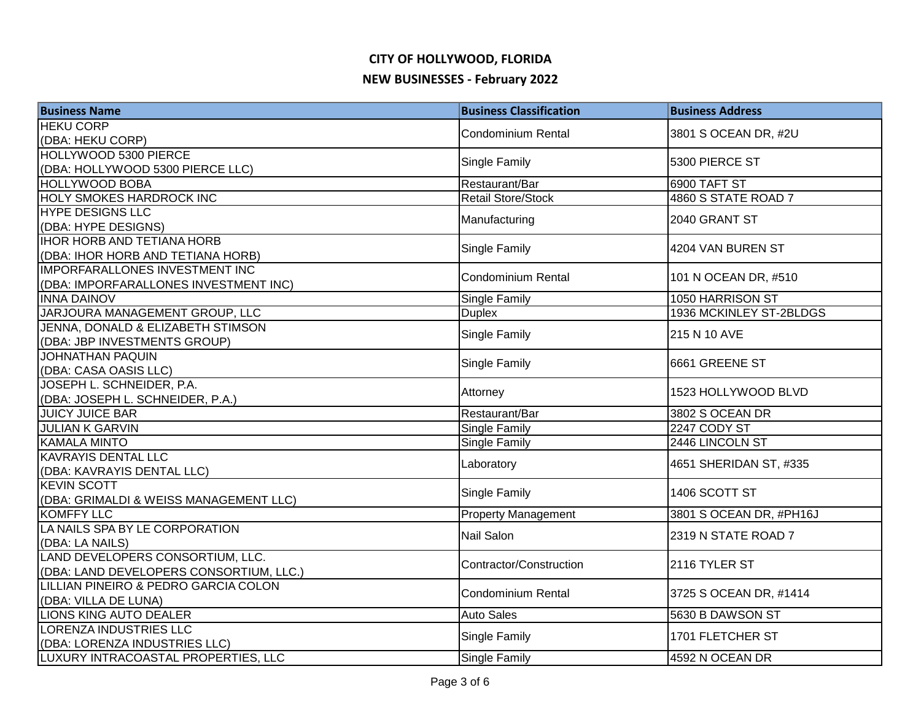# CITY OF HOLLYWOOD, FLORIDA

## NEW BUSINESSES - February 2022

| Business Name | Business Classification | Business Address |
|---|---|---|
| HEKU CORP (DBA: HEKU CORP) | Condominium Rental | 3801 S OCEAN DR, #2U |
| HOLLYWOOD 5300 PIERCE (DBA: HOLLYWOOD 5300 PIERCE LLC) | Single Family | 5300 PIERCE ST |
| HOLLYWOOD BOBA | Restaurant/Bar | 6900 TAFT ST |
| HOLY SMOKES HARDROCK INC | Retail Store/Stock | 4860 S STATE ROAD 7 |
| HYPE DESIGNS LLC (DBA: HYPE DESIGNS) | Manufacturing | 2040 GRANT ST |
| IHOR HORB AND TETIANA HORB (DBA: IHOR HORB AND TETIANA HORB) | Single Family | 4204 VAN BUREN ST |
| IMPORFARALLONES INVESTMENT INC (DBA: IMPORFARALLONES INVESTMENT INC) | Condominium Rental | 101 N OCEAN DR, #510 |
| INNA DAINOV | Single Family | 1050 HARRISON ST |
| JARJOURA MANAGEMENT GROUP, LLC | Duplex | 1936 MCKINLEY ST-2BLDGS |
| JENNA, DONALD & ELIZABETH STIMSON (DBA: JBP INVESTMENTS GROUP) | Single Family | 215 N 10 AVE |
| JOHNATHAN PAQUIN (DBA: CASA OASIS LLC) | Single Family | 6661 GREENE ST |
| JOSEPH L. SCHNEIDER, P.A. (DBA: JOSEPH L. SCHNEIDER, P.A.) | Attorney | 1523 HOLLYWOOD BLVD |
| JUICY JUICE BAR | Restaurant/Bar | 3802 S OCEAN DR |
| JULIAN K GARVIN | Single Family | 2247 CODY ST |
| KAMALA MINTO | Single Family | 2446 LINCOLN ST |
| KAVRAYIS DENTAL LLC (DBA: KAVRAYIS DENTAL LLC) | Laboratory | 4651 SHERIDAN ST, #335 |
| KEVIN SCOTT (DBA: GRIMALDI & WEISS MANAGEMENT LLC) | Single Family | 1406 SCOTT ST |
| KOMFFY LLC | Property Management | 3801 S OCEAN DR, #PH16J |
| LA NAILS SPA BY LE CORPORATION (DBA: LA NAILS) | Nail Salon | 2319 N STATE ROAD 7 |
| LAND DEVELOPERS CONSORTIUM, LLC. (DBA: LAND DEVELOPERS CONSORTIUM, LLC.) | Contractor/Construction | 2116 TYLER ST |
| LILLIAN PINEIRO & PEDRO GARCIA COLON (DBA: VILLA DE LUNA) | Condominium Rental | 3725 S OCEAN DR, #1414 |
| LIONS KING AUTO DEALER | Auto Sales | 5630 B DAWSON ST |
| LORENZA INDUSTRIES LLC (DBA: LORENZA INDUSTRIES LLC) | Single Family | 1701 FLETCHER ST |
| LUXURY INTRACOASTAL PROPERTIES, LLC | Single Family | 4592 N OCEAN DR |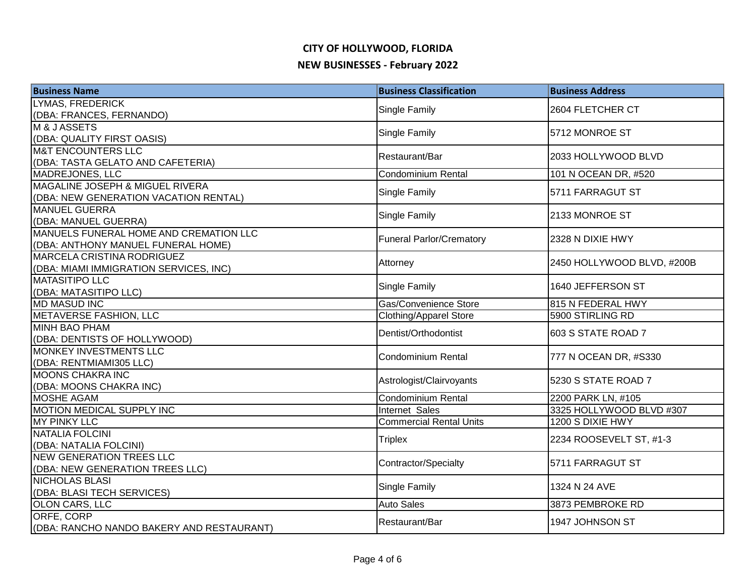# CITY OF HOLLYWOOD, FLORIDA

## NEW BUSINESSES - February 2022

| Business Name | Business Classification | Business Address |
| --- | --- | --- |
| LYMAS, FREDERICK (DBA: FRANCES, FERNANDO) | Single Family | 2604 FLETCHER CT |
| M & J ASSETS (DBA: QUALITY FIRST OASIS) | Single Family | 5712 MONROE ST |
| M&T ENCOUNTERS LLC (DBA: TASTA GELATO AND CAFETERIA) | Restaurant/Bar | 2033 HOLLYWOOD BLVD |
| MADREJONES, LLC | Condominium Rental | 101 N OCEAN DR, #520 |
| MAGALINE JOSEPH & MIGUEL RIVERA (DBA: NEW GENERATION VACATION RENTAL) | Single Family | 5711 FARRAGUT ST |
| MANUEL GUERRA (DBA: MANUEL GUERRA) | Single Family | 2133 MONROE ST |
| MANUELS FUNERAL HOME AND CREMATION LLC (DBA: ANTHONY MANUEL FUNERAL HOME) | Funeral Parlor/Crematory | 2328 N DIXIE HWY |
| MARCELA CRISTINA RODRIGUEZ (DBA: MIAMI IMMIGRATION SERVICES, INC) | Attorney | 2450 HOLLYWOOD BLVD, #200B |
| MATASITIPO LLC (DBA: MATASITIPO LLC) | Single Family | 1640 JEFFERSON ST |
| MD MASUD INC | Gas/Convenience Store | 815 N FEDERAL HWY |
| METAVERSE FASHION, LLC | Clothing/Apparel Store | 5900 STIRLING RD |
| MINH BAO PHAM (DBA: DENTISTS OF HOLLYWOOD) | Dentist/Orthodontist | 603 S STATE ROAD 7 |
| MONKEY INVESTMENTS LLC (DBA: RENTMIAMI305 LLC) | Condominium Rental | 777 N OCEAN DR, #S330 |
| MOONS CHAKRA INC (DBA: MOONS CHAKRA INC) | Astrologist/Clairvoyants | 5230 S STATE ROAD 7 |
| MOSHE AGAM | Condominium Rental | 2200 PARK LN, #105 |
| MOTION MEDICAL SUPPLY INC | Internet Sales | 3325 HOLLYWOOD BLVD #307 |
| MY PINKY LLC | Commercial Rental Units | 1200 S DIXIE HWY |
| NATALIA FOLCINI (DBA: NATALIA FOLCINI) | Triplex | 2234 ROOSEVELT ST, #1-3 |
| NEW GENERATION TREES LLC (DBA: NEW GENERATION TREES LLC) | Contractor/Specialty | 5711 FARRAGUT ST |
| NICHOLAS BLASI (DBA: BLASI TECH SERVICES) | Single Family | 1324 N 24 AVE |
| OLON CARS, LLC | Auto Sales | 3873 PEMBROKE RD |
| ORFE, CORP (DBA: RANCHO NANDO BAKERY AND RESTAURANT) | Restaurant/Bar | 1947 JOHNSON ST |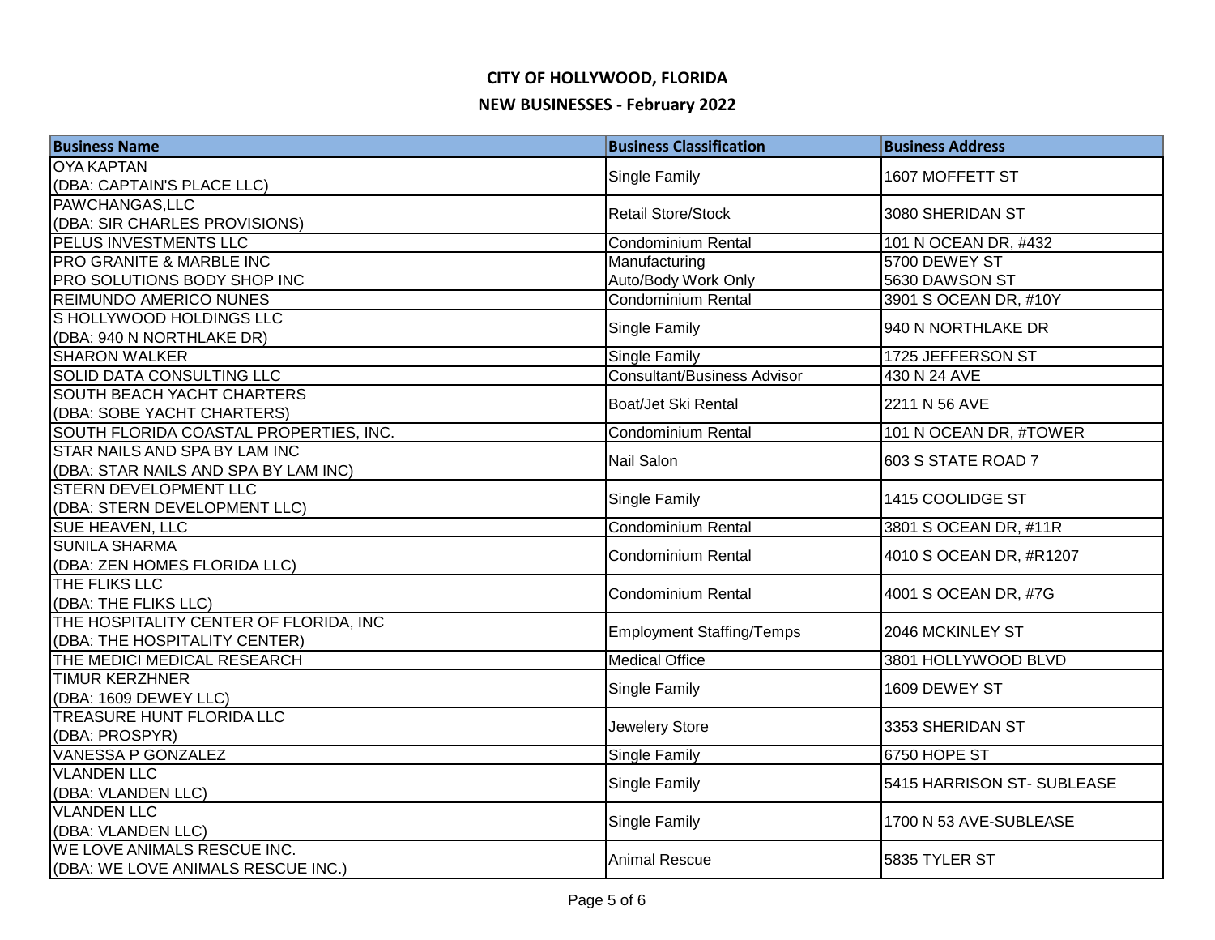# CITY OF HOLLYWOOD, FLORIDA

## NEW BUSINESSES - February 2022

| Business Name | Business Classification | Business Address |
|---|---|---|
| OYA KAPTAN (DBA: CAPTAIN'S PLACE LLC) | Single Family | 1607 MOFFETT ST |
| PAWCHANGAS,LLC (DBA: SIR CHARLES PROVISIONS) | Retail Store/Stock | 3080 SHERIDAN ST |
| PELUS INVESTMENTS LLC | Condominium Rental | 101 N OCEAN DR, #432 |
| PRO GRANITE & MARBLE INC | Manufacturing | 5700 DEWEY ST |
| PRO SOLUTIONS BODY SHOP INC | Auto/Body Work Only | 5630 DAWSON ST |
| REIMUNDO AMERICO NUNES | Condominium Rental | 3901 S OCEAN DR, #10Y |
| S HOLLYWOOD HOLDINGS LLC (DBA: 940 N NORTHLAKE DR) | Single Family | 940 N NORTHLAKE DR |
| SHARON WALKER | Single Family | 1725 JEFFERSON ST |
| SOLID DATA CONSULTING LLC | Consultant/Business Advisor | 430 N 24 AVE |
| SOUTH BEACH YACHT CHARTERS (DBA: SOBE YACHT CHARTERS) | Boat/Jet Ski Rental | 2211 N 56 AVE |
| SOUTH FLORIDA COASTAL PROPERTIES, INC. | Condominium Rental | 101 N OCEAN DR, #TOWER |
| STAR NAILS AND SPA BY LAM INC (DBA: STAR NAILS AND SPA BY LAM INC) | Nail Salon | 603 S STATE ROAD 7 |
| STERN DEVELOPMENT LLC (DBA: STERN DEVELOPMENT LLC) | Single Family | 1415 COOLIDGE ST |
| SUE HEAVEN, LLC | Condominium Rental | 3801 S OCEAN DR, #11R |
| SUNILA SHARMA (DBA: ZEN HOMES FLORIDA LLC) | Condominium Rental | 4010 S OCEAN DR, #R1207 |
| THE FLIKS LLC (DBA: THE FLIKS LLC) | Condominium Rental | 4001 S OCEAN DR, #7G |
| THE HOSPITALITY CENTER OF FLORIDA, INC (DBA: THE HOSPITALITY CENTER) | Employment Staffing/Temps | 2046 MCKINLEY ST |
| THE MEDICI MEDICAL RESEARCH | Medical Office | 3801 HOLLYWOOD BLVD |
| TIMUR KERZHNER (DBA: 1609 DEWEY LLC) | Single Family | 1609 DEWEY ST |
| TREASURE HUNT FLORIDA LLC (DBA: PROSPYR) | Jewelery Store | 3353 SHERIDAN ST |
| VANESSA P GONZALEZ | Single Family | 6750 HOPE ST |
| VLANDEN LLC (DBA: VLANDEN LLC) | Single Family | 5415 HARRISON ST- SUBLEASE |
| VLANDEN LLC (DBA: VLANDEN LLC) | Single Family | 1700 N 53 AVE-SUBLEASE |
| WE LOVE ANIMALS RESCUE INC. (DBA: WE LOVE ANIMALS RESCUE INC.) | Animal Rescue | 5835 TYLER ST |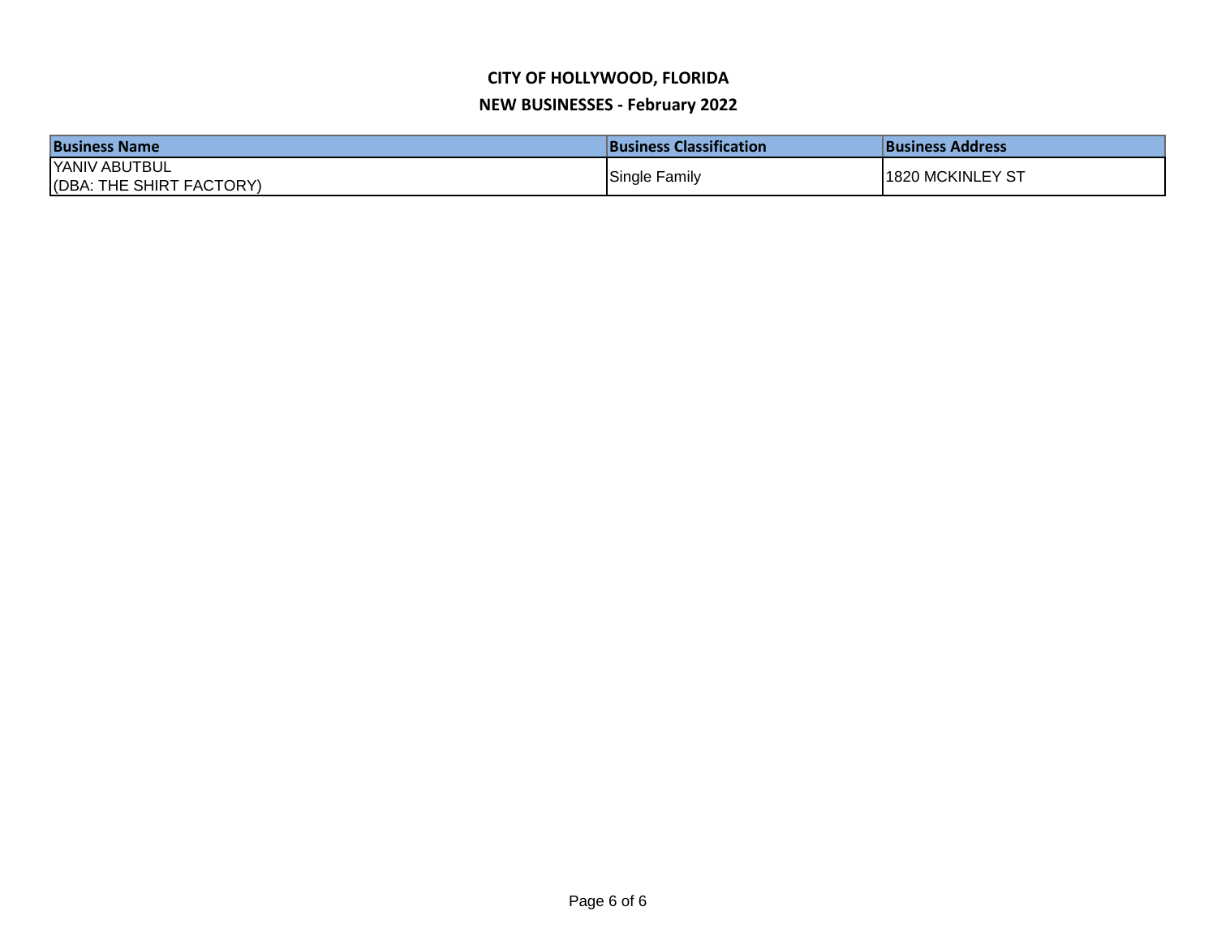# CITY OF HOLLYWOOD, FLORIDA

## NEW BUSINESSES - February 2022

| Business Name | Business Classification | Business Address |
|---|---|---|
| YANIV ABUTBUL (DBA: THE SHIRT FACTORY) | Single Family | 1820 MCKINLEY ST |